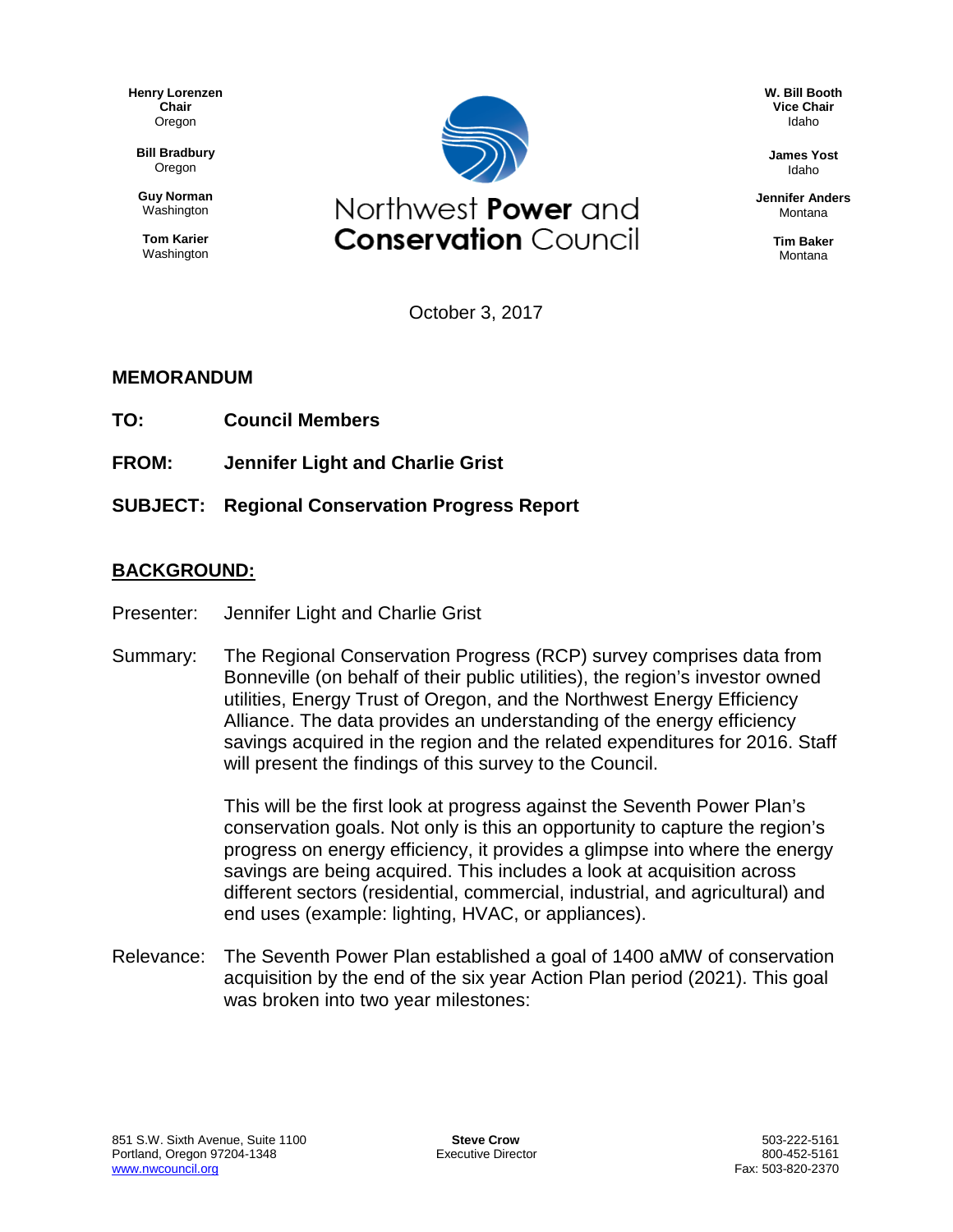Henry Lorenzen
**Chair**
Oregon

**Bill Bradbury**
Oregon

**Guy Norman**
Washington

**Tom Karier**
Washington

# Northwest **Power** and **Conservation** Council

**W. Bill Booth**
**Vice Chair**
Idaho

**James Yost**
Idaho

**Jennifer Anders**
Montana

**Tim Baker**
Montana

October 3, 2017

## MEMORANDUM

**TO:** **Council Members**

**FROM:** **Jennifer Light and Charlie Grist**

**SUBJECT:** **Regional Conservation Progress Report**

## BACKGROUND:

Presenter: Jennifer Light and Charlie Grist

Summary: The Regional Conservation Progress (RCP) survey comprises data from Bonneville (on behalf of their public utilities), the region's investor owned utilities, Energy Trust of Oregon, and the Northwest Energy Efficiency Alliance. The data provides an understanding of the energy efficiency savings acquired in the region and the related expenditures for 2016. Staff will present the findings of this survey to the Council.

This will be the first look at progress against the Seventh Power Plan's conservation goals. Not only is this an opportunity to capture the region's progress on energy efficiency, it provides a glimpse into where the energy savings are being acquired. This includes a look at acquisition across different sectors (residential, commercial, industrial, and agricultural) and end uses (example: lighting, HVAC, or appliances).

Relevance: The Seventh Power Plan established a goal of 1400 aMW of conservation acquisition by the end of the six year Action Plan period (2021). This goal was broken into two year milestones:

851 S.W. Sixth Avenue, Suite 1100
Portland, Oregon 97204-1348
www.nwcouncil.org

**Steve Crow**
Executive Director

503-222-5161
800-452-5161
Fax: 503-820-2370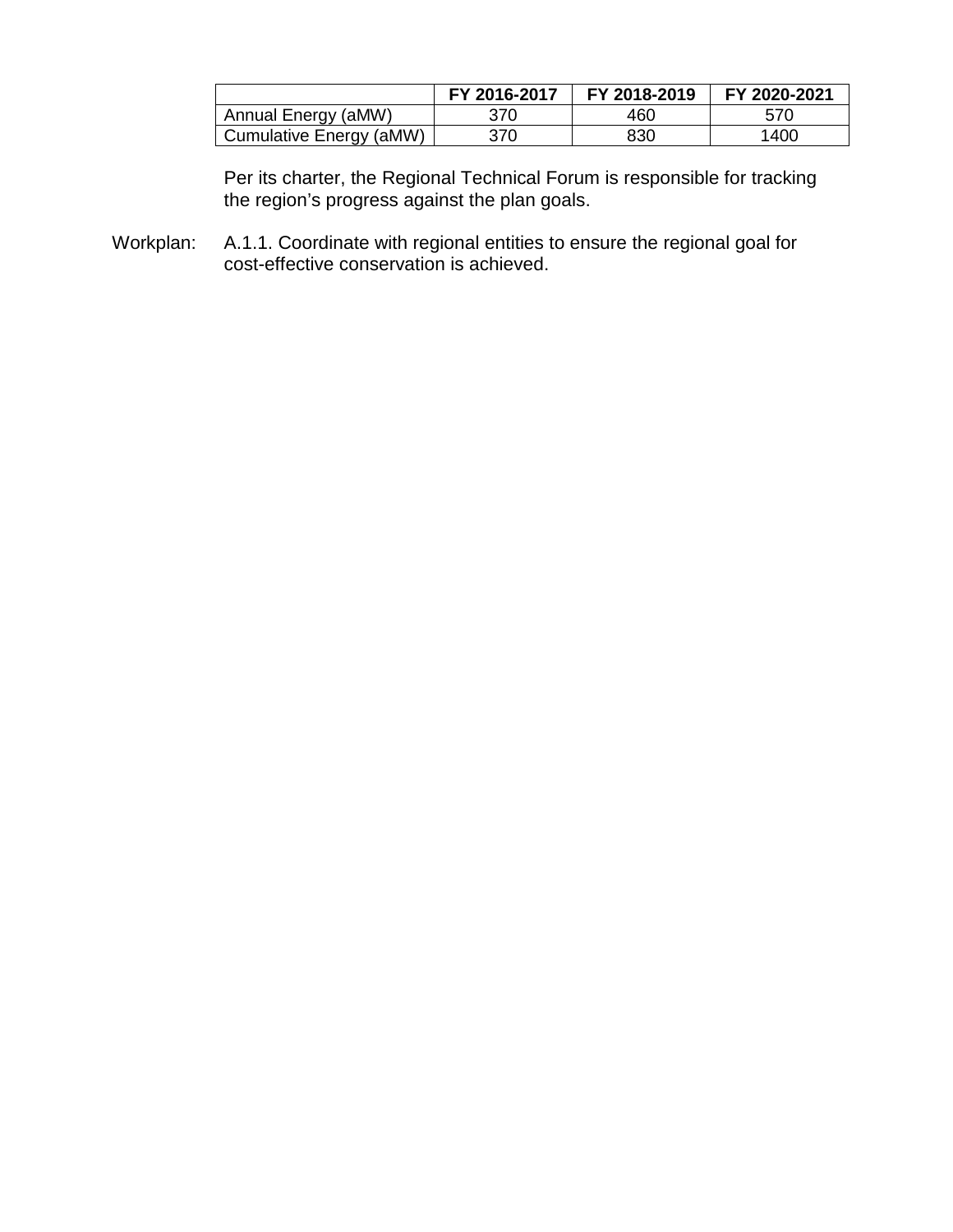| | FY 2016-2017 | FY 2018-2019 | FY 2020-2021 |
|---|---|---|---|
| Annual Energy (aMW) | 370 | 460 | 570 |
| Cumulative Energy (aMW) | 370 | 830 | 1400 |

Per its charter, the Regional Technical Forum is responsible for tracking the region's progress against the plan goals.

Workplan: A.1.1. Coordinate with regional entities to ensure the regional goal for cost-effective conservation is achieved.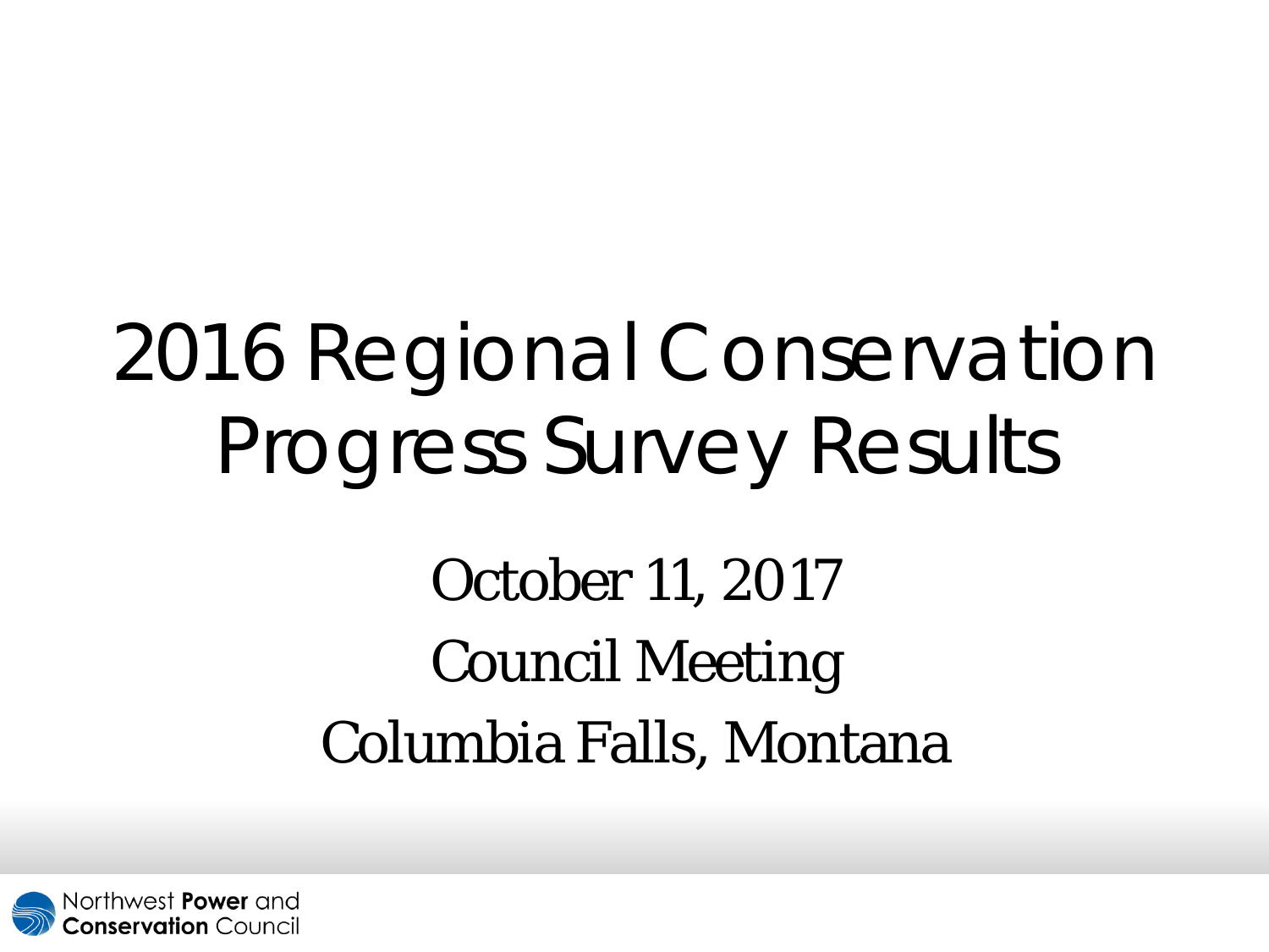# 2016 Regional Conservation Progress Survey Results

October 11, 2017

Council Meeting

Columbia Falls, Montana

Northwest **Power** and **Conservation** Council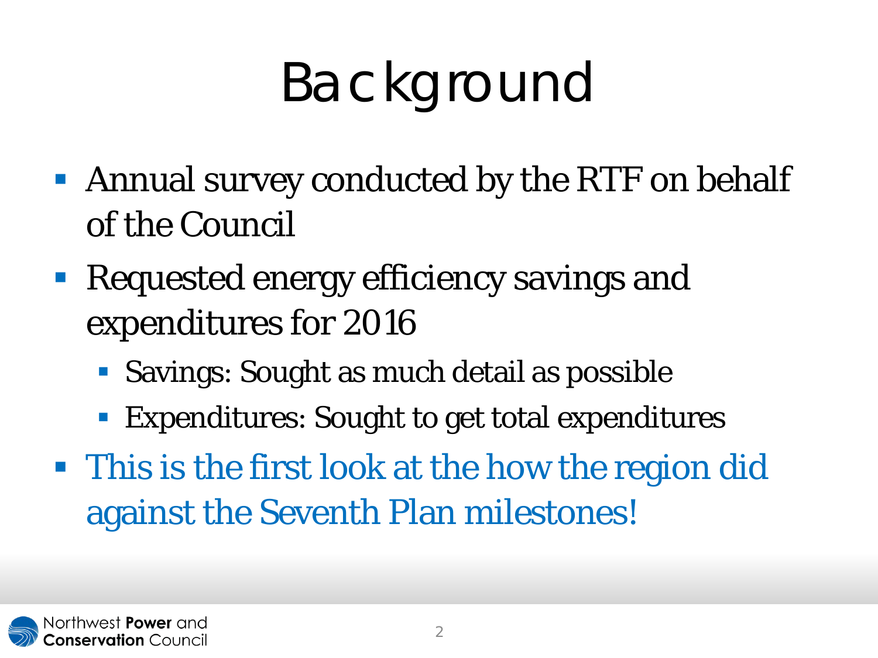# Background

- Annual survey conducted by the RTF on behalf of the Council
- Requested energy efficiency savings and expenditures for 2016
  - Savings: Sought as much detail as possible
  - Expenditures: Sought to get total expenditures
- This is the first look at the how the region did against the Seventh Plan milestones!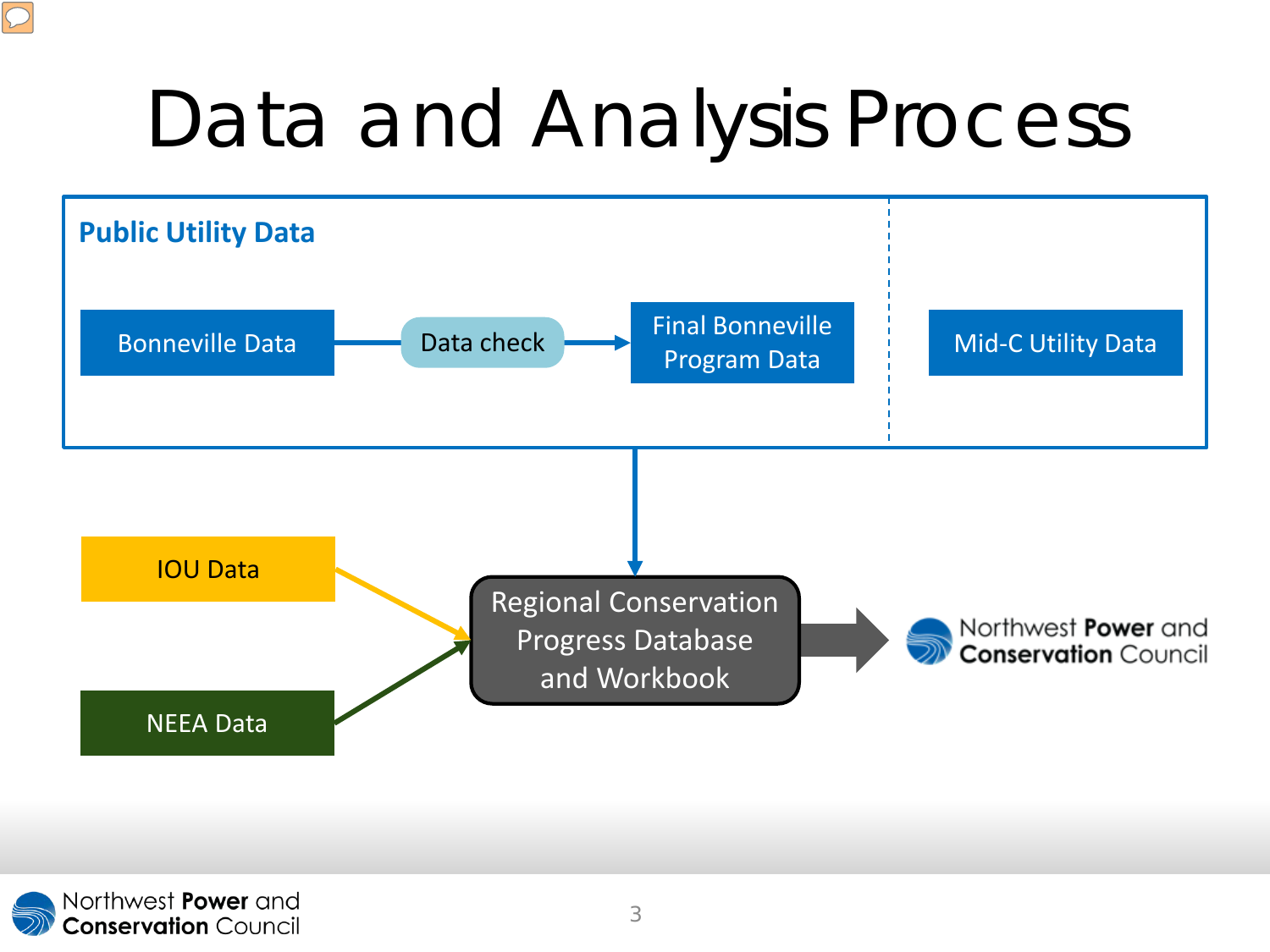# Data and Analysis Process

**Public Utility Data**

- Bonneville Data → Data check → Final Bonneville Program Data
- Mid-C Utility Data

Public Utility Data → Regional Conservation Progress Database and Workbook

IOU Data → Regional Conservation Progress Database and Workbook

NEEA Data → Regional Conservation Progress Database and Workbook

Regional Conservation Progress Database and Workbook → Northwest **Power** and **Conservation** Council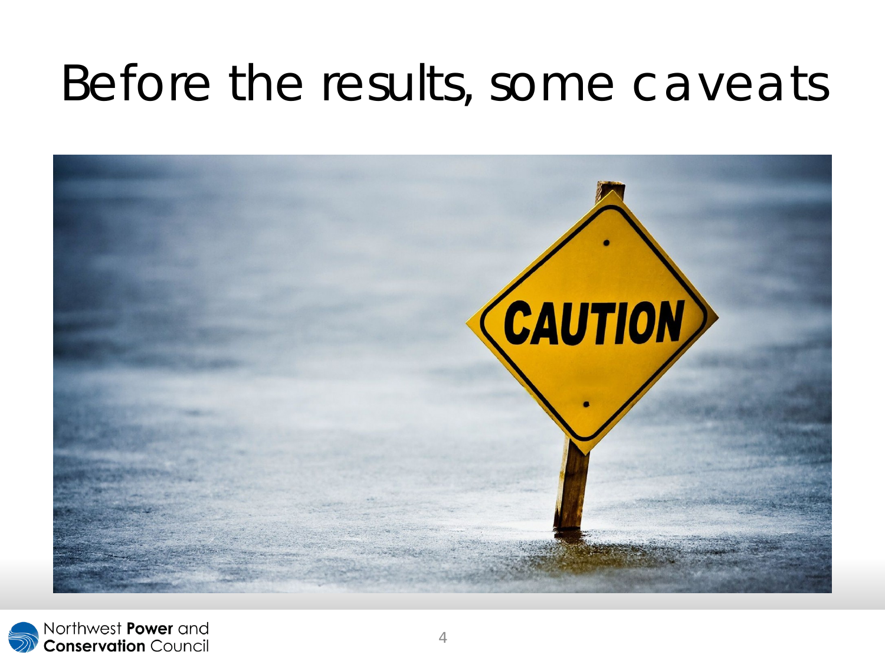# Before the results, some caveats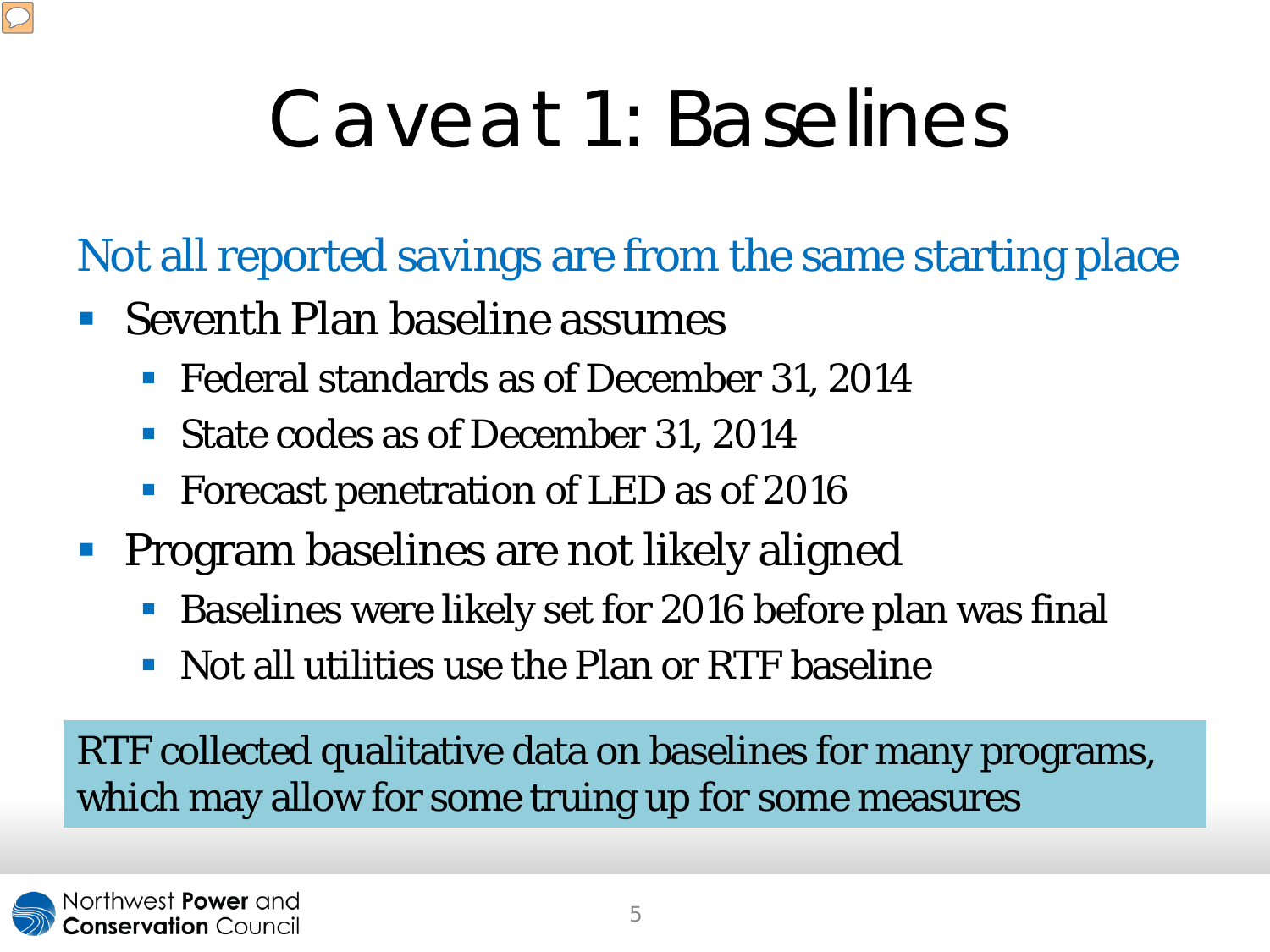# Caveat 1: Baselines

Not all reported savings are from the same starting place

- Seventh Plan baseline assumes
  - Federal standards as of December 31, 2014
  - State codes as of December 31, 2014
  - Forecast penetration of LED as of 2016
- Program baselines are not likely aligned
  - Baselines were likely set for 2016 before plan was final
  - Not all utilities use the Plan or RTF baseline

RTF collected qualitative data on baselines for many programs, which may allow for some truing up for some measures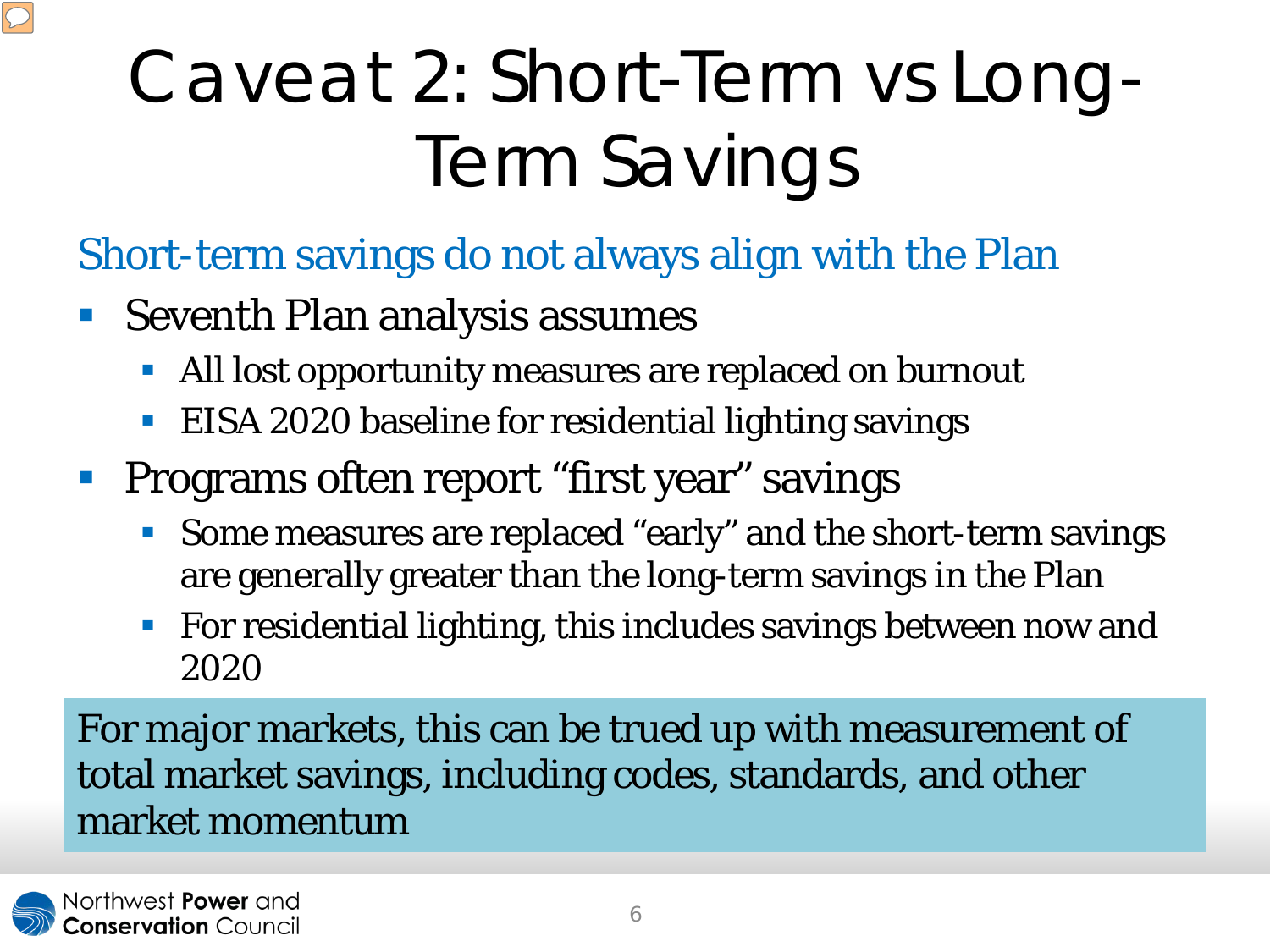# Caveat 2: Short-Term vs Long-Term Savings

## Short-term savings do not always align with the Plan

- Seventh Plan analysis assumes
  - All lost opportunity measures are replaced on burnout
  - EISA 2020 baseline for residential lighting savings
- Programs often report "first year" savings
  - Some measures are replaced "early" and the short-term savings are generally greater than the long-term savings in the Plan
  - For residential lighting, this includes savings between now and 2020

For major markets, this can be trued up with measurement of total market savings, including codes, standards, and other market momentum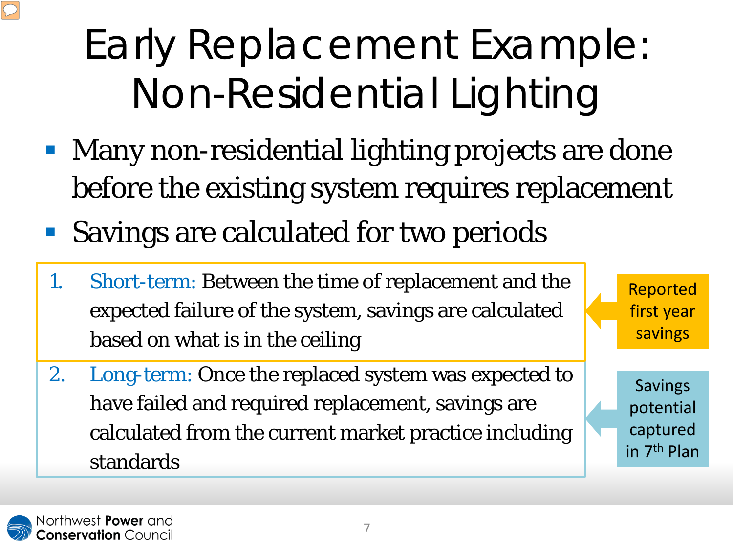# Early Replacement Example: Non-Residential Lighting

- Many non-residential lighting projects are done before the existing system requires replacement
- Savings are calculated for two periods

1. Short-term: Between the time of replacement and the expected failure of the system, savings are calculated based on what is in the ceiling

   → Reported first year savings

2. Long-term: Once the replaced system was expected to have failed and required replacement, savings are calculated from the current market practice including standards

   → Savings potential captured in 7th Plan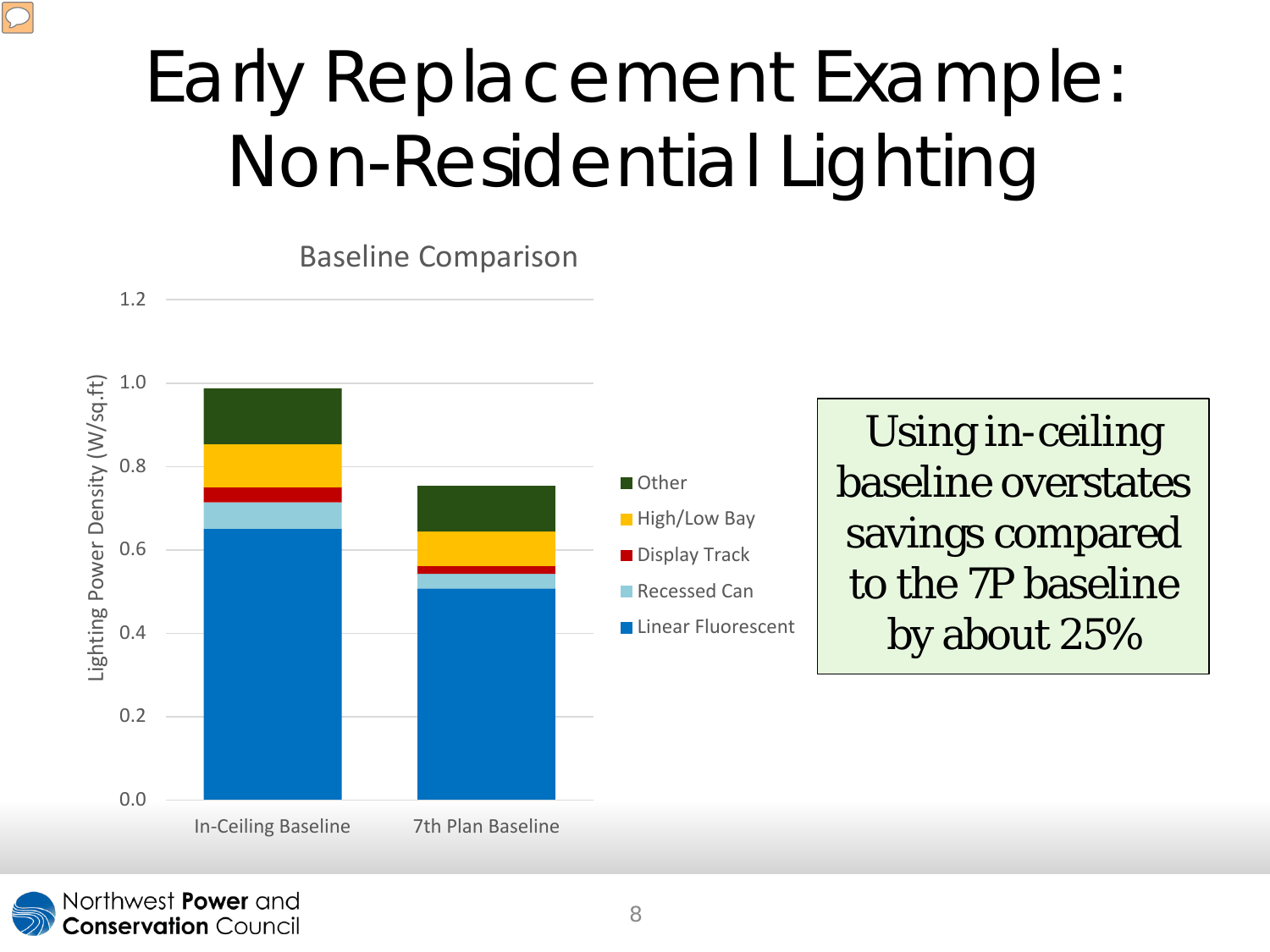# Early Replacement Example: Non-Residential Lighting

**Baseline Comparison**

Lighting Power Density (W/sq.ft)

| | Linear Fluorescent | Recessed Can | Display Track | High/Low Bay | Other |
|---|---|---|---|---|---|
| In-Ceiling Baseline | | | | | |
| 7th Plan Baseline | | | | | |

Using in-ceiling baseline overstates savings compared to the 7P baseline by about 25%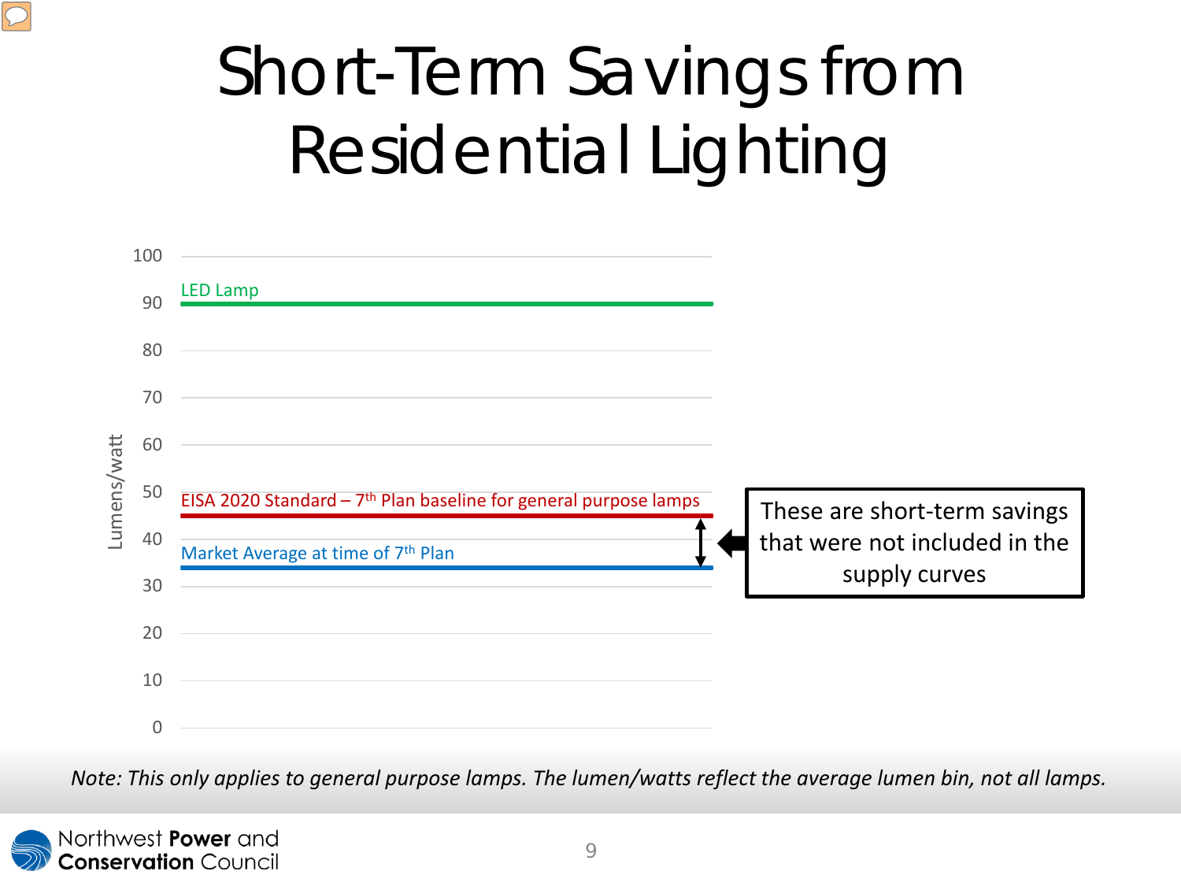# Short-Term Savings from Residential Lighting

Lumens/watt

100

LED Lamp

90

80

70

60

50

EISA 2020 Standard – 7th Plan baseline for general purpose lamps

40

Market Average at time of 7th Plan

30

20

10

0

These are short-term savings that were not included in the supply curves

*Note: This only applies to general purpose lamps. The lumen/watts reflect the average lumen bin, not all lamps.*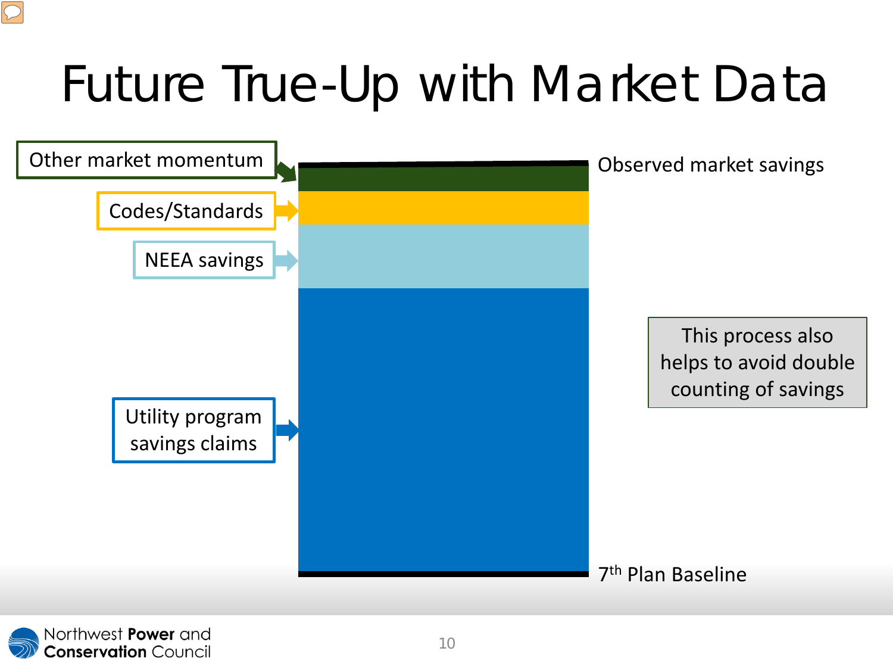# Future True-Up with Market Data

Other market momentum

Codes/Standards

NEEA savings

Utility program savings claims

Observed market savings

$7^{th}$ Plan Baseline

This process also helps to avoid double counting of savings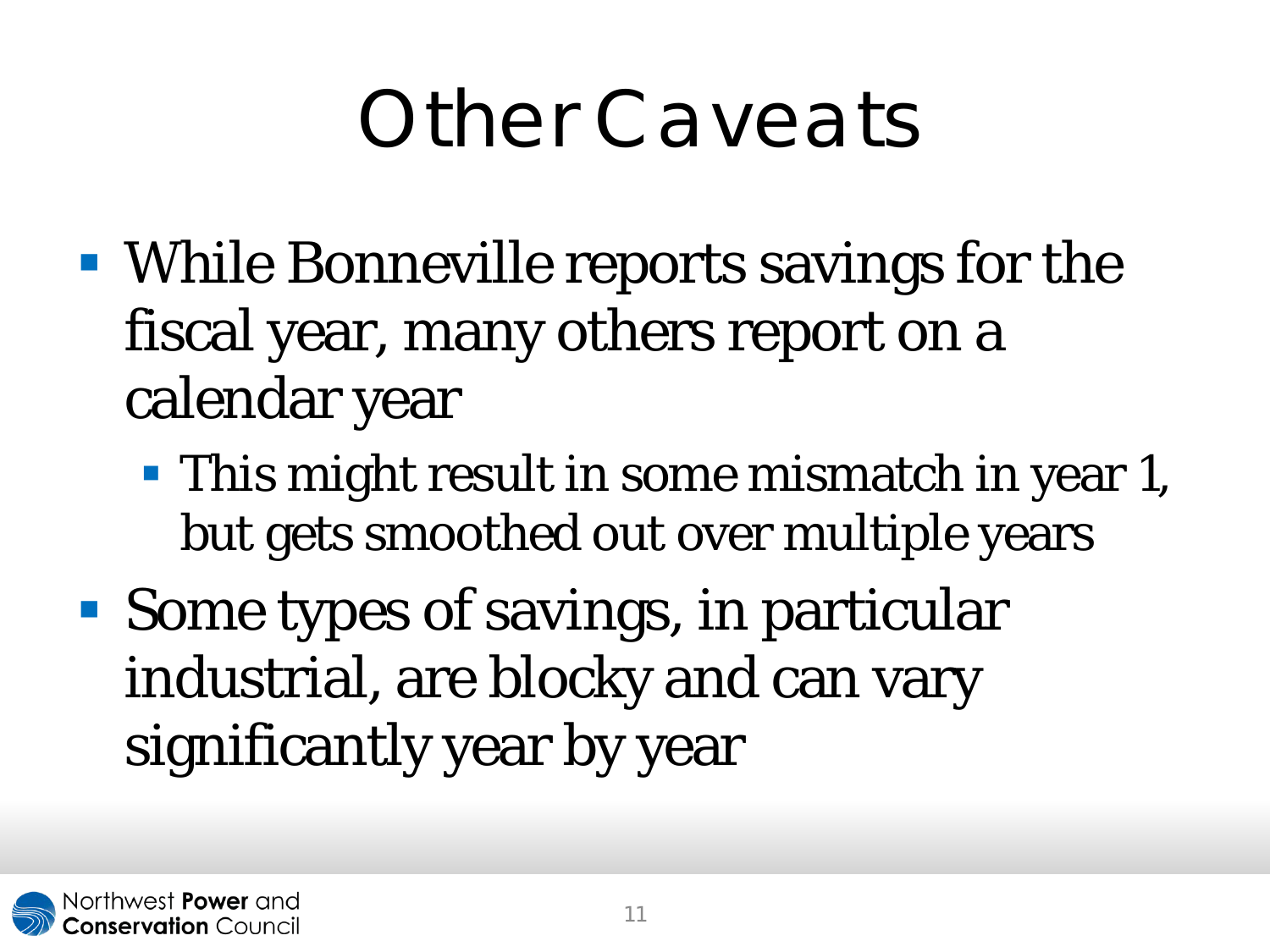# Other Caveats

- While Bonneville reports savings for the fiscal year, many others report on a calendar year
  - This might result in some mismatch in year 1, but gets smoothed out over multiple years
- Some types of savings, in particular industrial, are blocky and can vary significantly year by year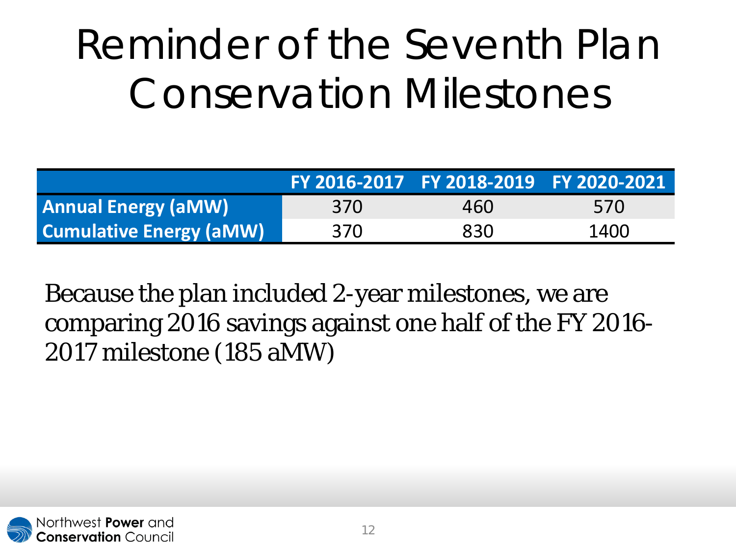# Reminder of the Seventh Plan Conservation Milestones

| | FY 2016-2017 | FY 2018-2019 | FY 2020-2021 |
|---|---|---|---|
| **Annual Energy (aMW)** | 370 | 460 | 570 |
| **Cumulative Energy (aMW)** | 370 | 830 | 1400 |

Because the plan included 2-year milestones, we are comparing 2016 savings against one half of the FY 2016-2017 milestone (185 aMW)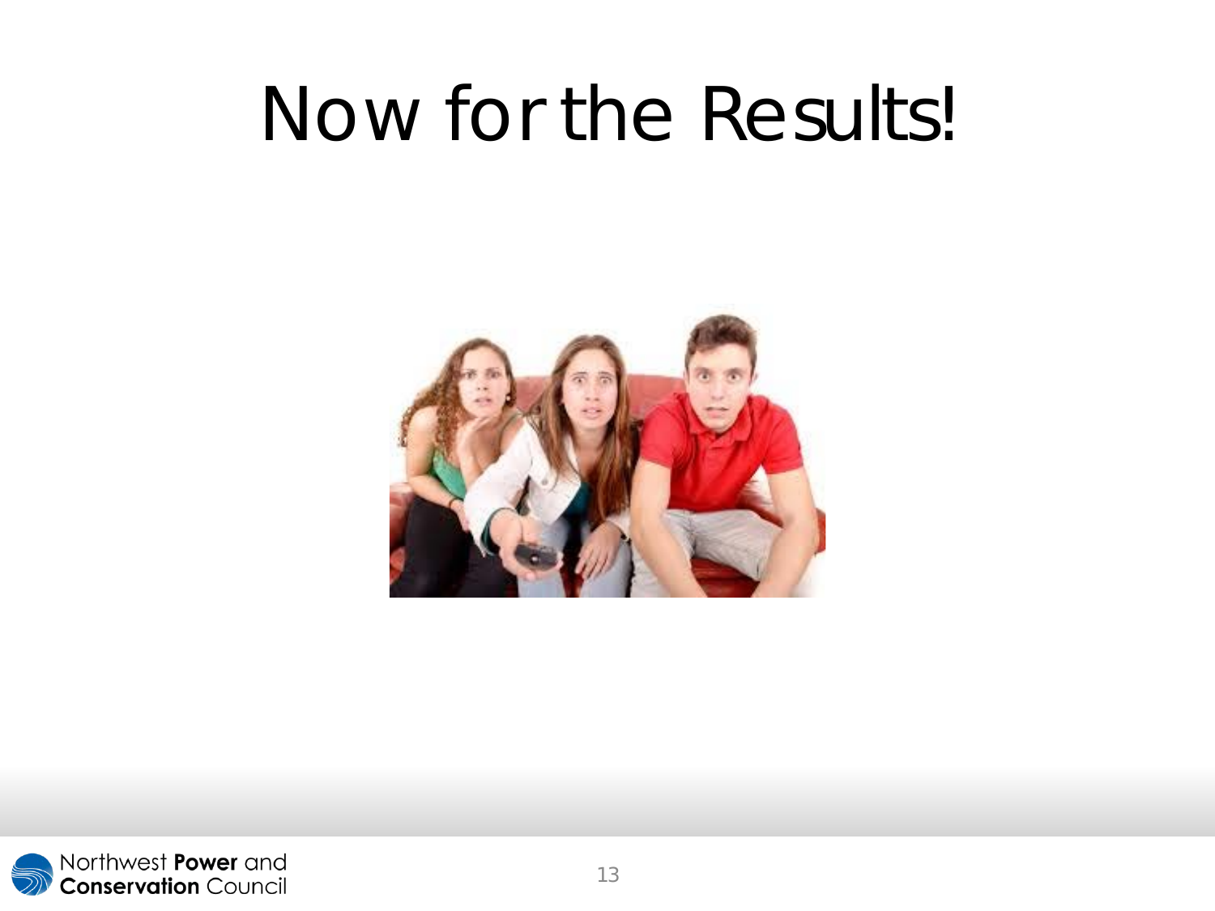# Now for the Results!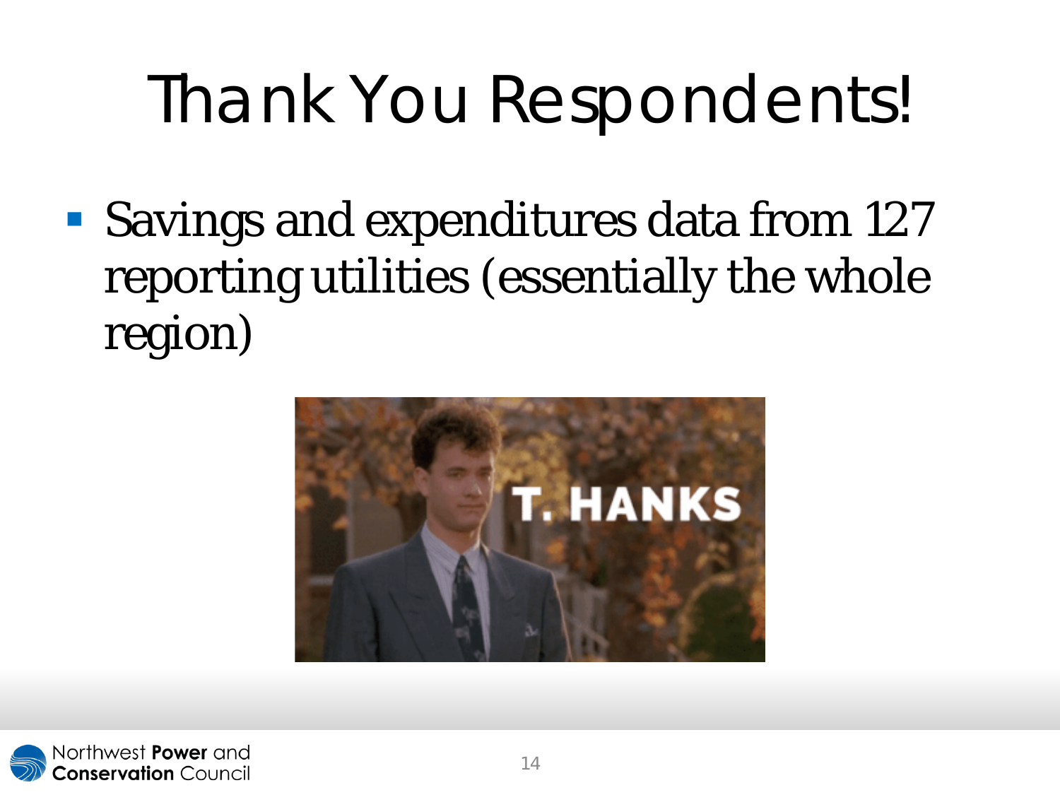# Thank You Respondents!

- Savings and expenditures data from 127 reporting utilities (essentially the whole region)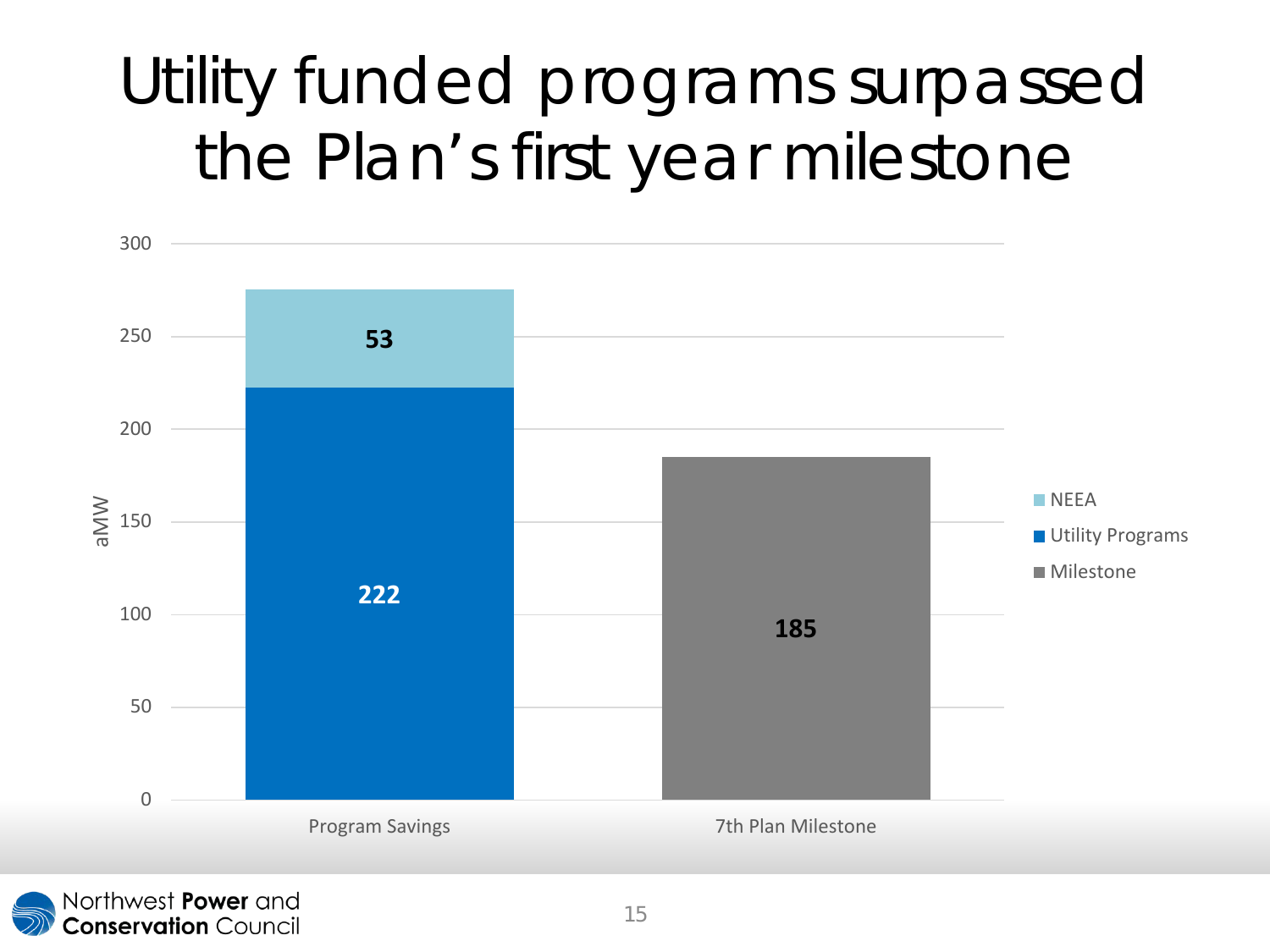# Utility funded programs surpassed the Plan's first year milestone

| | NEEA | Utility Programs | Milestone |
|---|---|---|---|
| Program Savings | 53 | 222 | |
| 7th Plan Milestone | | | 185 |

aMW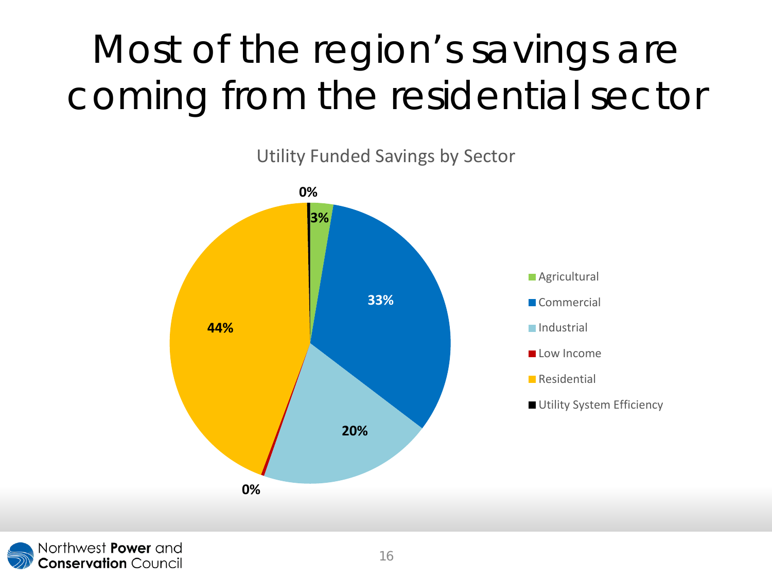# Most of the region's savings are coming from the residential sector

Utility Funded Savings by Sector

| Sector | Share |
|---|---|
| Agricultural | 3% |
| Commercial | 33% |
| Industrial | 20% |
| Low Income | 0% |
| Residential | 44% |
| Utility System Efficiency | 0% |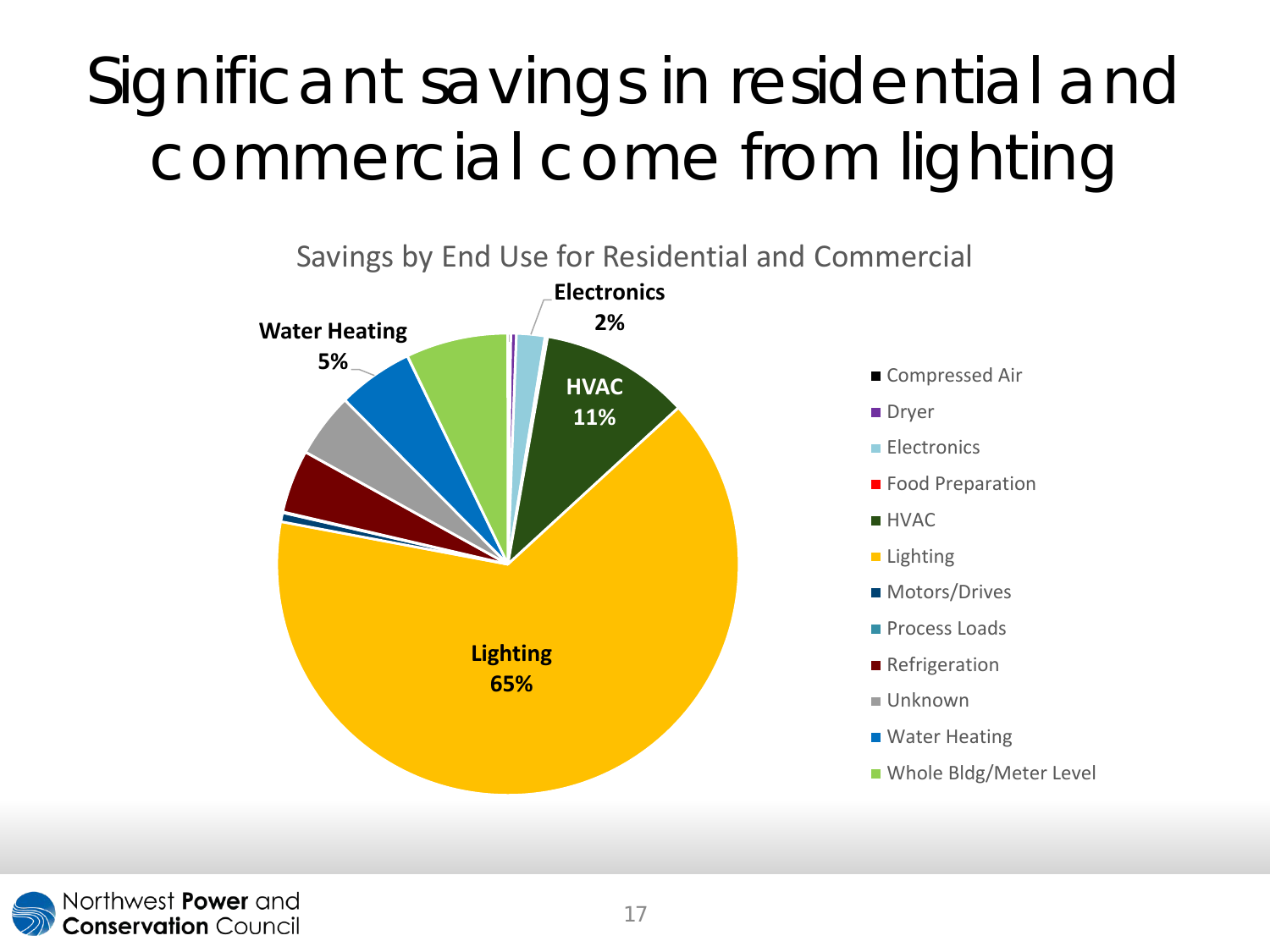# Significant savings in residential and commercial come from lighting

Savings by End Use for Residential and Commercial

- Electronics 2%
- HVAC 11%
- Lighting 65%
- Water Heating 5%

Legend:
- Compressed Air
- Dryer
- Electronics
- Food Preparation
- HVAC
- Lighting
- Motors/Drives
- Process Loads
- Refrigeration
- Unknown
- Water Heating
- Whole Bldg/Meter Level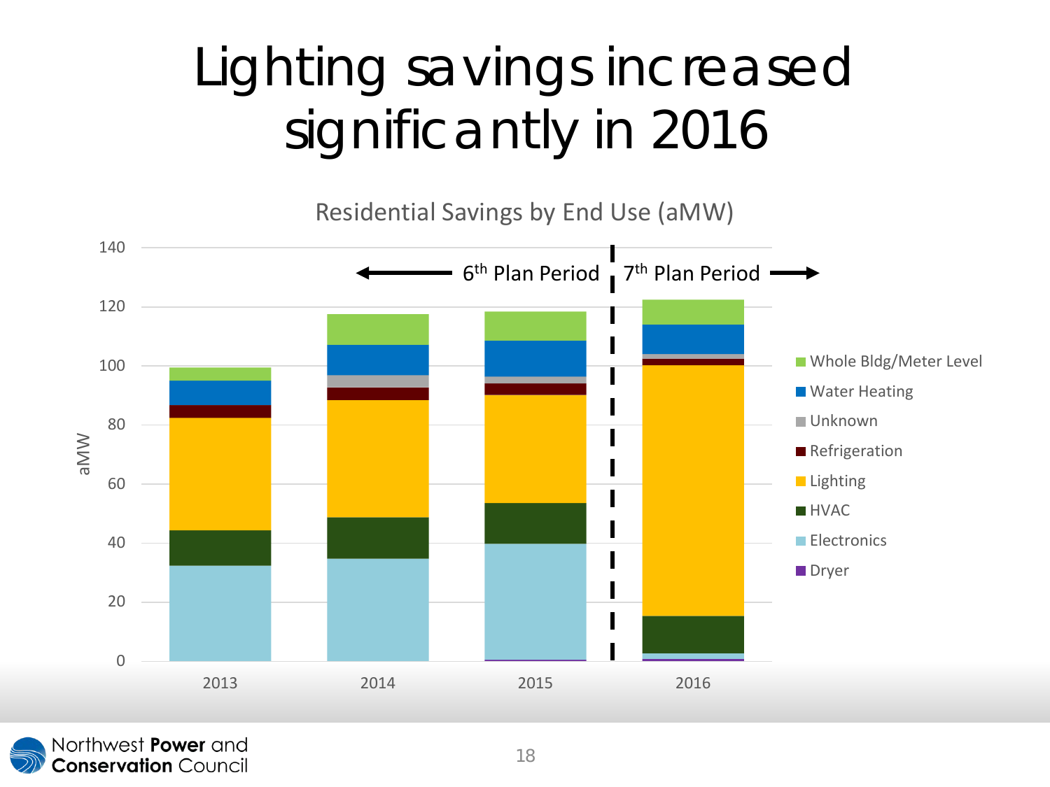# Lighting savings increased significantly in 2016

Residential Savings by End Use (aMW)

6th Plan Period | 7th Plan Period

aMW: 0, 20, 40, 60, 80, 100, 120, 140

2013, 2014, 2015, 2016

- Whole Bldg/Meter Level
- Water Heating
- Unknown
- Refrigeration
- Lighting
- HVAC
- Electronics
- Dryer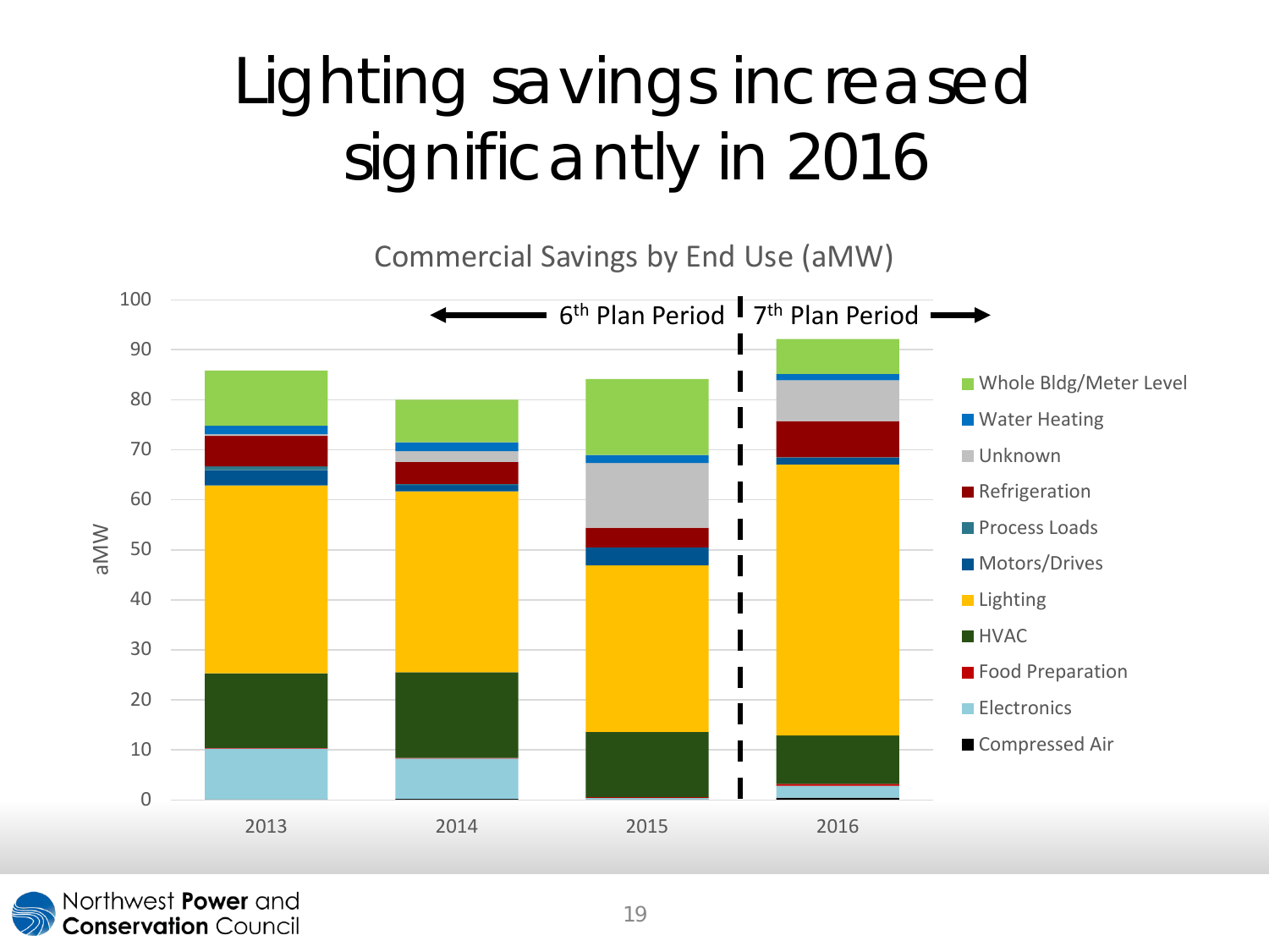# Lighting savings increased significantly in 2016

Commercial Savings by End Use (aMW)

← 6th Plan Period | 7th Plan Period →

Legend: Whole Bldg/Meter Level, Water Heating, Unknown, Refrigeration, Process Loads, Motors/Drives, Lighting, HVAC, Food Preparation, Electronics, Compressed Air

Y-axis: aMW (0–100)

X-axis: 2013, 2014, 2015, 2016

Northwest **Power** and **Conservation** Council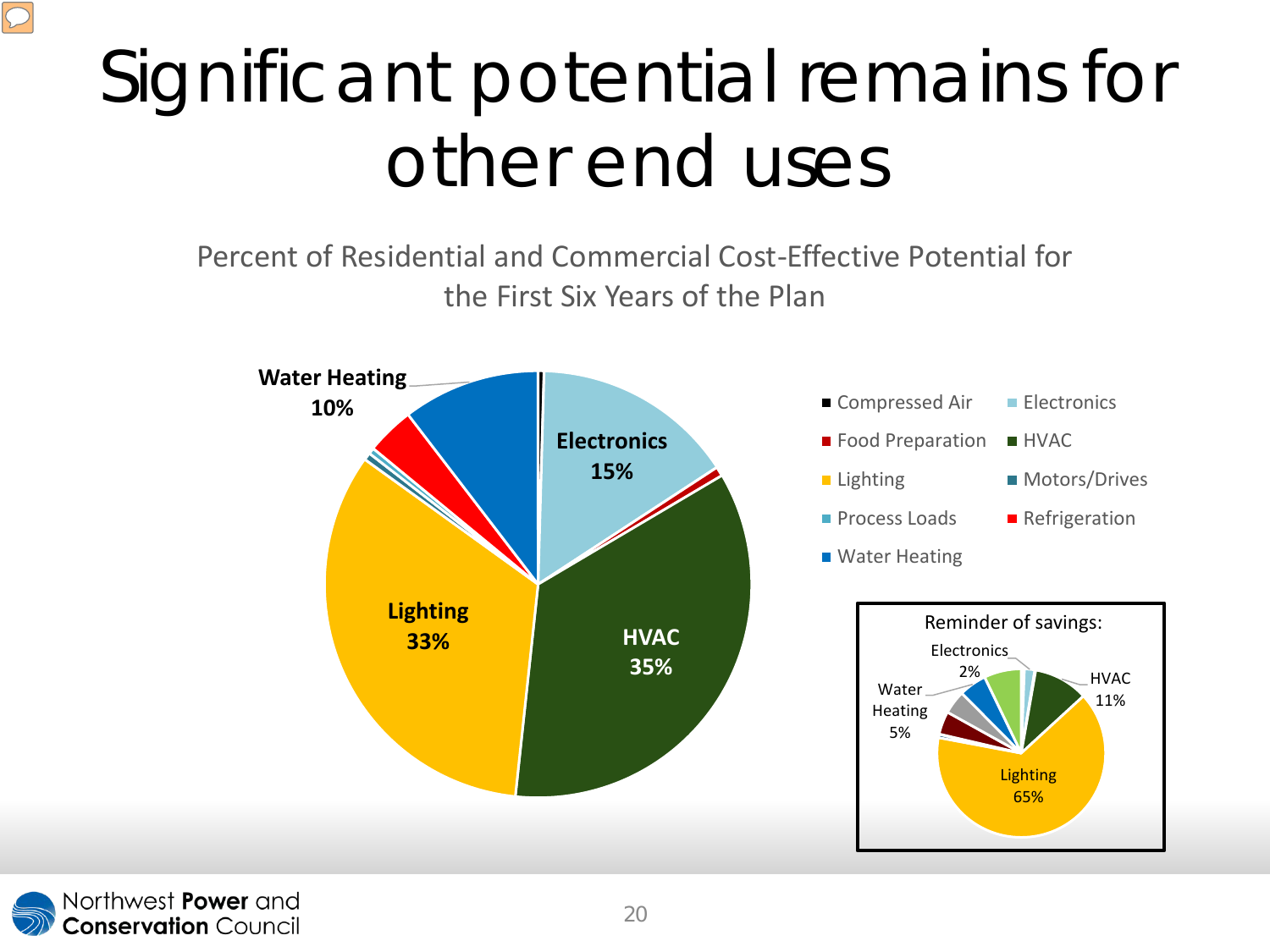# Significant potential remains for other end uses

Percent of Residential and Commercial Cost-Effective Potential for the First Six Years of the Plan

- Water Heating: 10%
- Electronics: 15%
- Lighting: 33%
- HVAC: 35%

Legend: Compressed Air, Electronics, Food Preparation, HVAC, Lighting, Motors/Drives, Process Loads, Refrigeration, Water Heating

Reminder of savings:

- Electronics: 2%
- HVAC: 11%
- Water Heating: 5%
- Lighting: 65%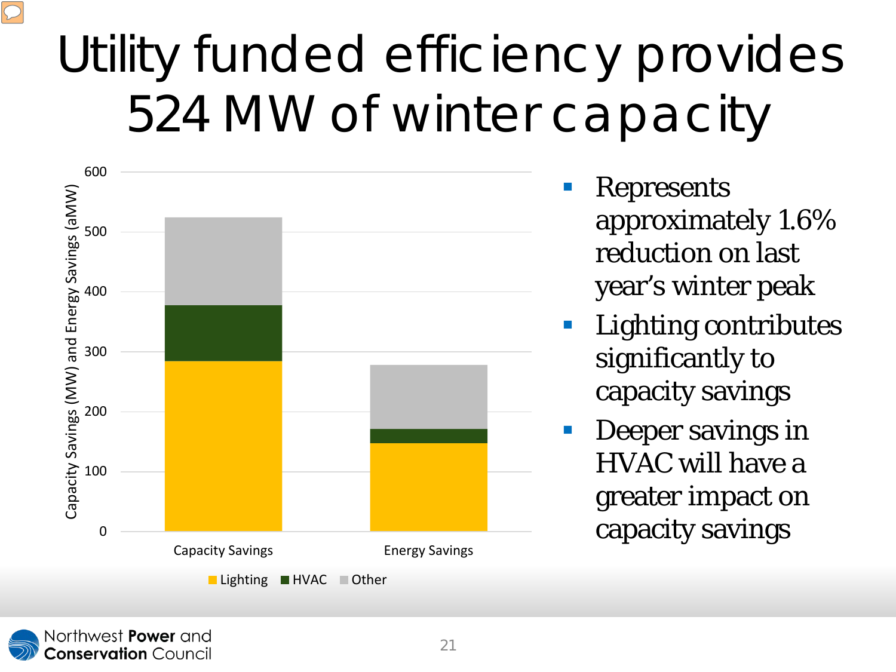# Utility funded efficiency provides 524 MW of winter capacity

Capacity Savings (MW) and Energy Savings (aMW)

600
500
400
300
200
100
0

Capacity Savings

Energy Savings

Lighting HVAC Other

- Represents approximately 1.6% reduction on last year's winter peak
- Lighting contributes significantly to capacity savings
- Deeper savings in HVAC will have a greater impact on capacity savings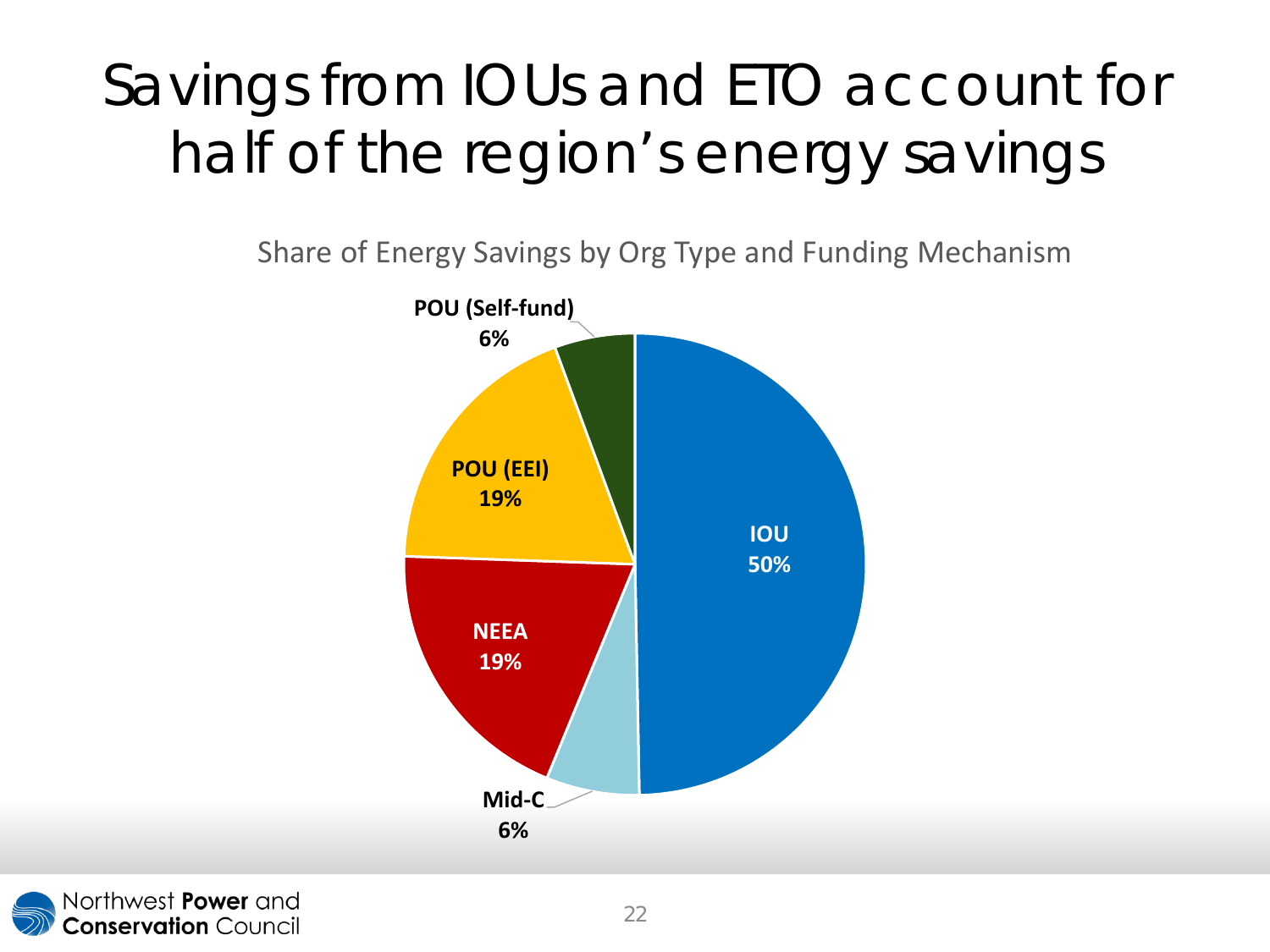# Savings from IOUs and ETO account for half of the region's energy savings

Share of Energy Savings by Org Type and Funding Mechanism

| Org Type and Funding Mechanism | Share |
| --- | --- |
| IOU | 50% |
| Mid-C | 6% |
| NEEA | 19% |
| POU (EEI) | 19% |
| POU (Self-fund) | 6% |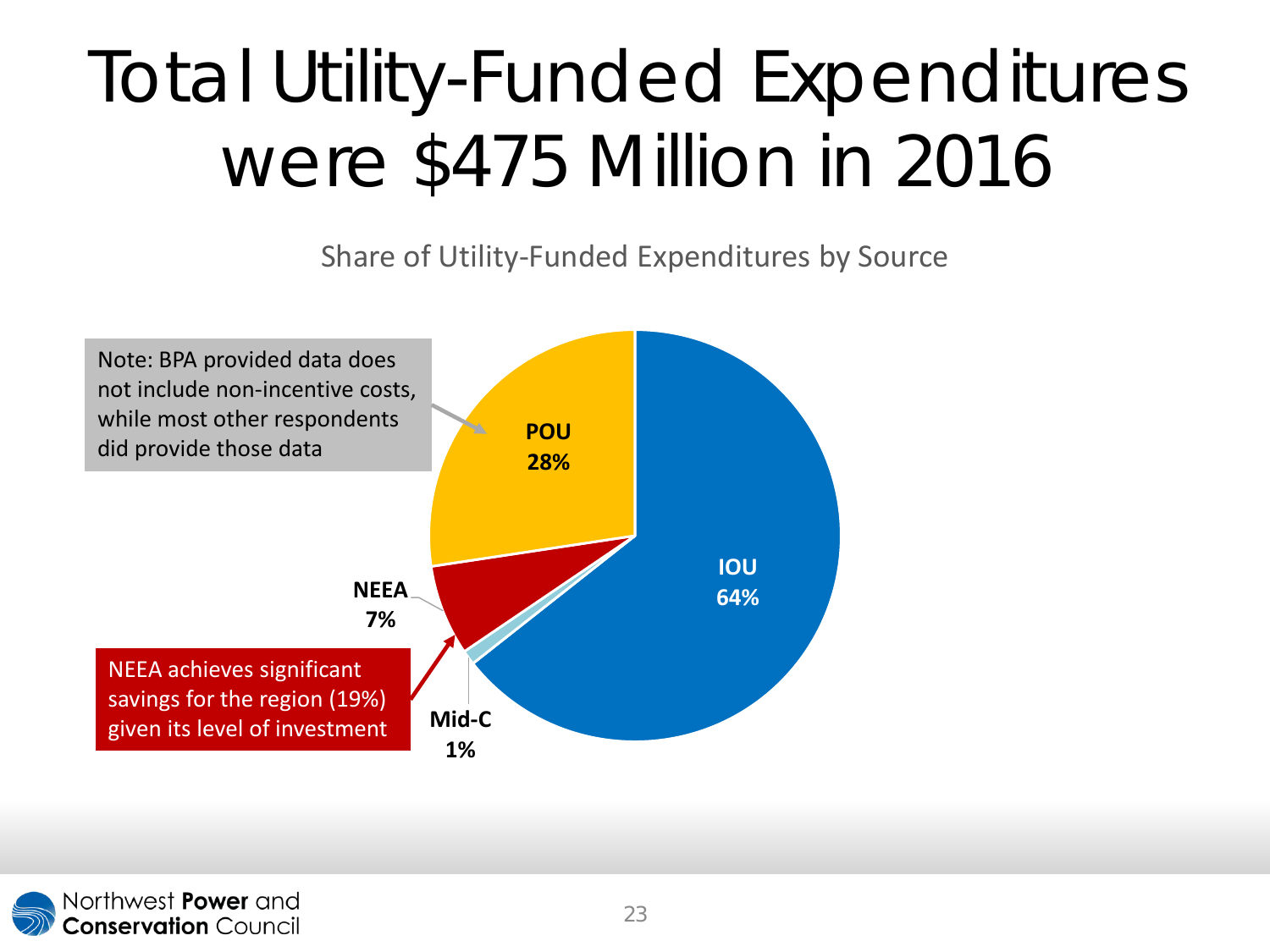# Total Utility-Funded Expenditures were $475 Million in 2016

Share of Utility-Funded Expenditures by Source

Note: BPA provided data does not include non-incentive costs, while most other respondents did provide those data

POU
28%

IOU
64%

NEEA
7%

Mid-C
1%

NEEA achieves significant savings for the region (19%) given its level of investment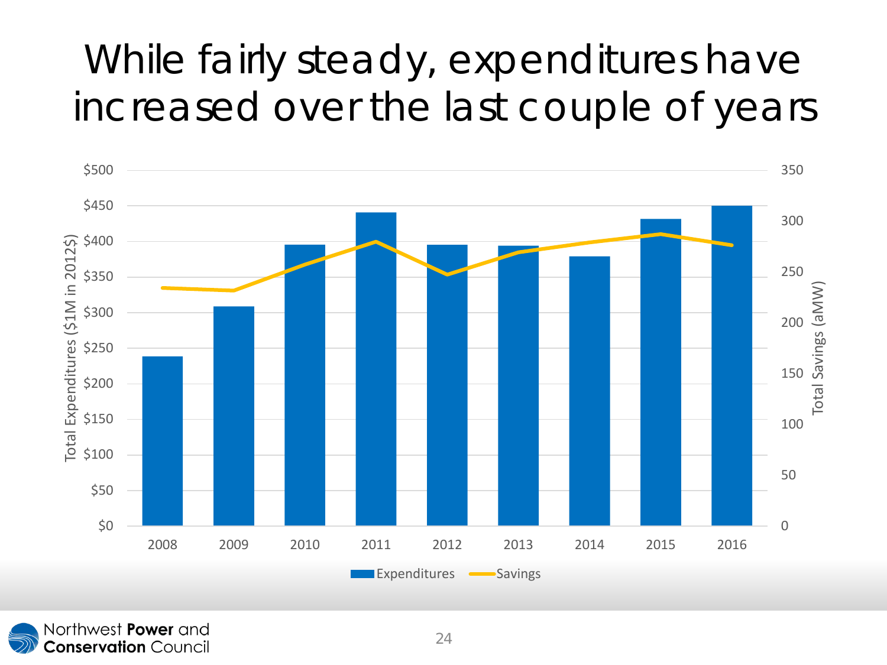# While fairly steady, expenditures have increased over the last couple of years

Total Expenditures ($1M in 2012$)

$500
$450
$400
$350
$300
$250
$200
$150
$100
$50
$0

Total Savings (aMW)

350
300
250
200
150
100
50
0

2008 2009 2010 2011 2012 2013 2014 2015 2016

Expenditures   Savings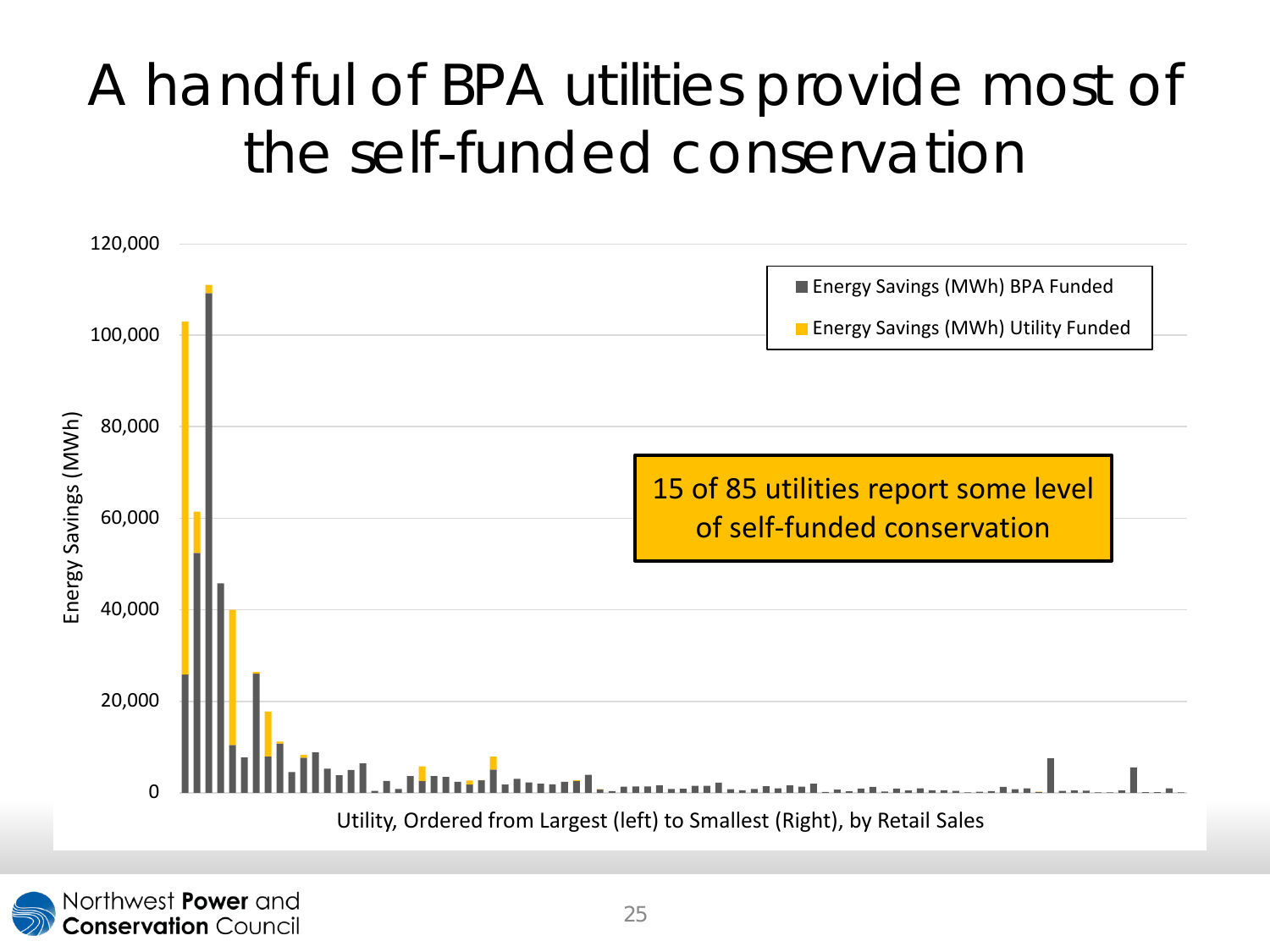# A handful of BPA utilities provide most of the self-funded conservation

Energy Savings (MWh)

120,000
100,000
80,000
60,000
40,000
20,000
0

■ Energy Savings (MWh) BPA Funded
■ Energy Savings (MWh) Utility Funded

15 of 85 utilities report some level of self-funded conservation

Utility, Ordered from Largest (left) to Smallest (Right), by Retail Sales

Northwest **Power** and **Conservation** Council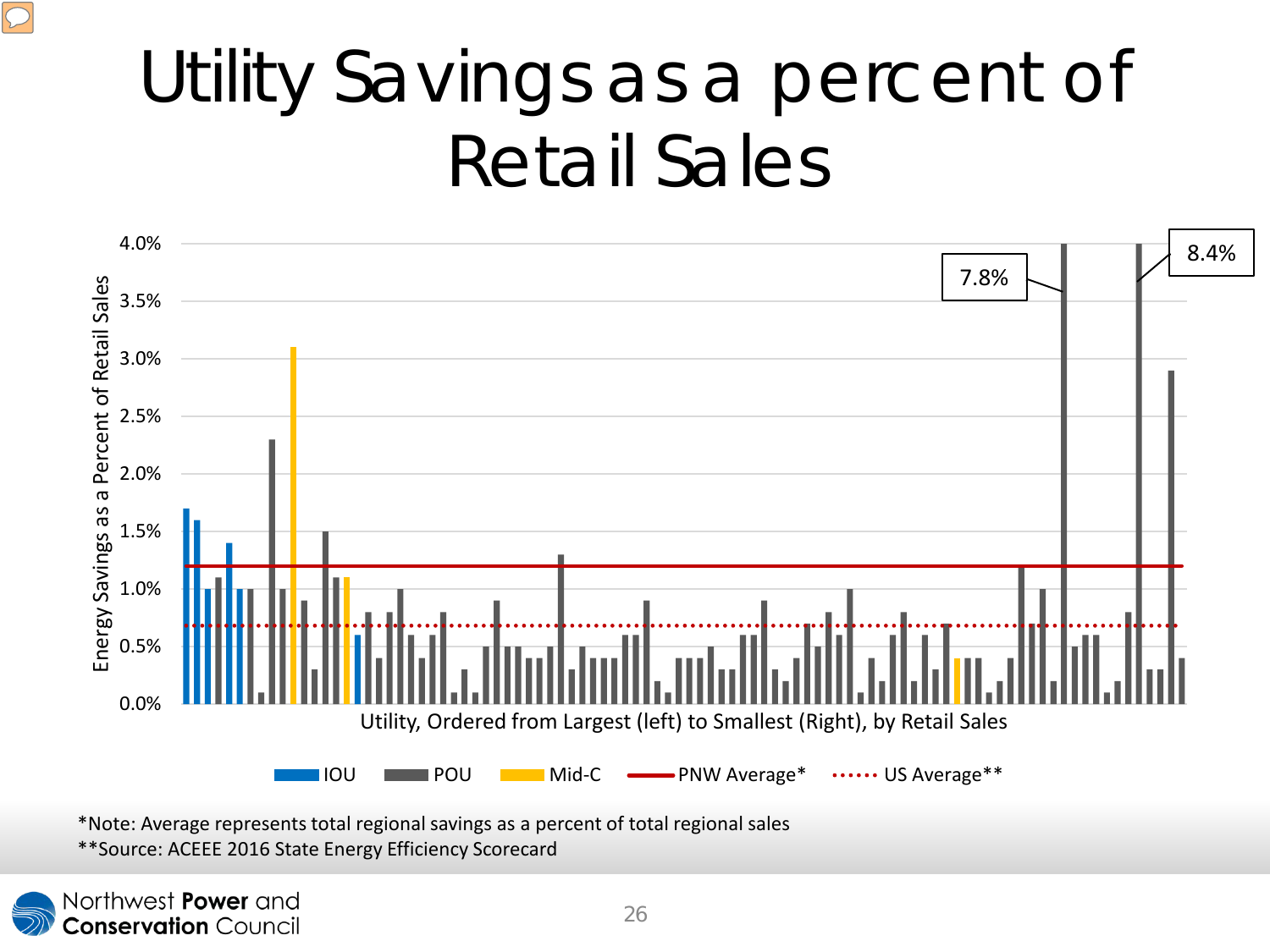# Utility Savings as a percent of Retail Sales

4.0%
3.5%
3.0%
2.5%
2.0%
1.5%
1.0%
0.5%
0.0%

Energy Savings as a Percent of Retail Sales

7.8%

8.4%

Utility, Ordered from Largest (left) to Smallest (Right), by Retail Sales

IOU POU Mid-C PNW Average* US Average**

*Note: Average represents total regional savings as a percent of total regional sales
**Source: ACEEE 2016 State Energy Efficiency Scorecard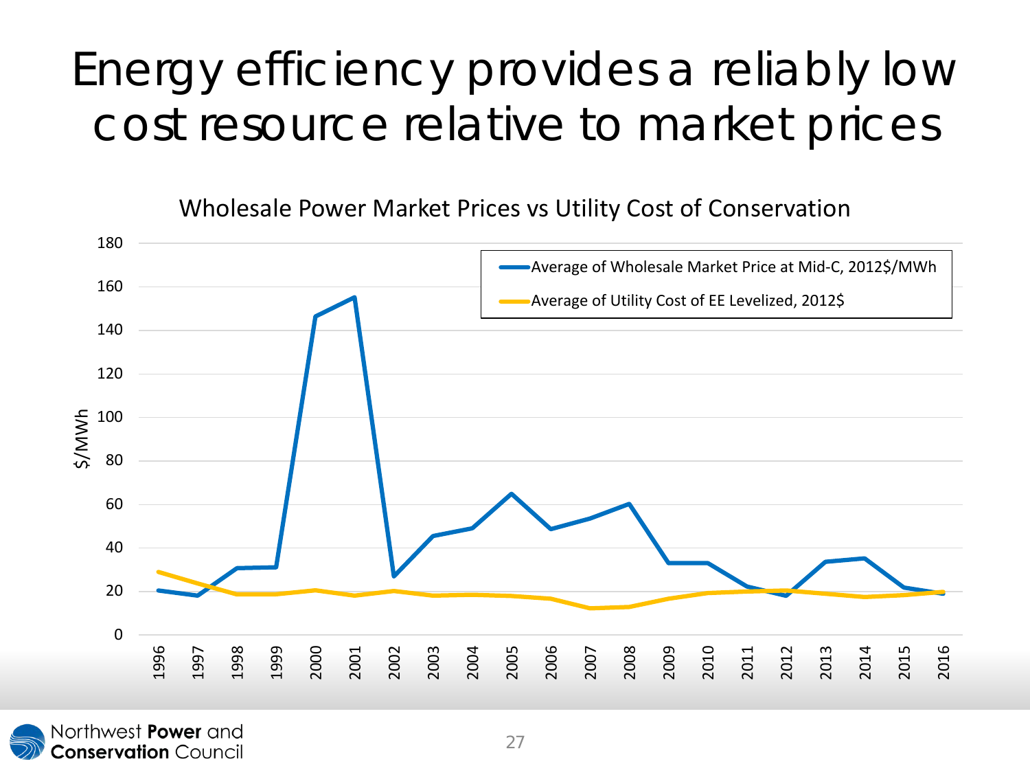# Energy efficiency provides a reliably low cost resource relative to market prices

Wholesale Power Market Prices vs Utility Cost of Conservation

- Average of Wholesale Market Price at Mid-C, 2012$/MWh
- Average of Utility Cost of EE Levelized, 2012$

$/MWh

180
160
140
120
100
80
60
40
20
0

1996 1997 1998 1999 2000 2001 2002 2003 2004 2005 2006 2007 2008 2009 2010 2011 2012 2013 2014 2015 2016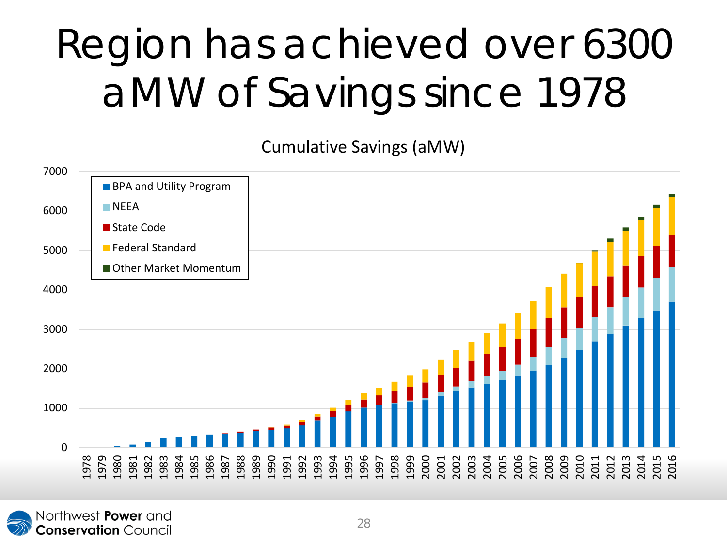# Region has achieved over 6300 aMW of Savings since 1978

Cumulative Savings (aMW)

- BPA and Utility Program
- NEEA
- State Code
- Federal Standard
- Other Market Momentum

0, 1000, 2000, 3000, 4000, 5000, 6000, 7000

1978, 1979, 1980, 1981, 1982, 1983, 1984, 1985, 1986, 1987, 1988, 1989, 1990, 1991, 1992, 1993, 1994, 1995, 1996, 1997, 1998, 1999, 2000, 2001, 2002, 2003, 2004, 2005, 2006, 2007, 2008, 2009, 2010, 2011, 2012, 2013, 2014, 2015, 2016

Northwest **Power** and **Conservation** Council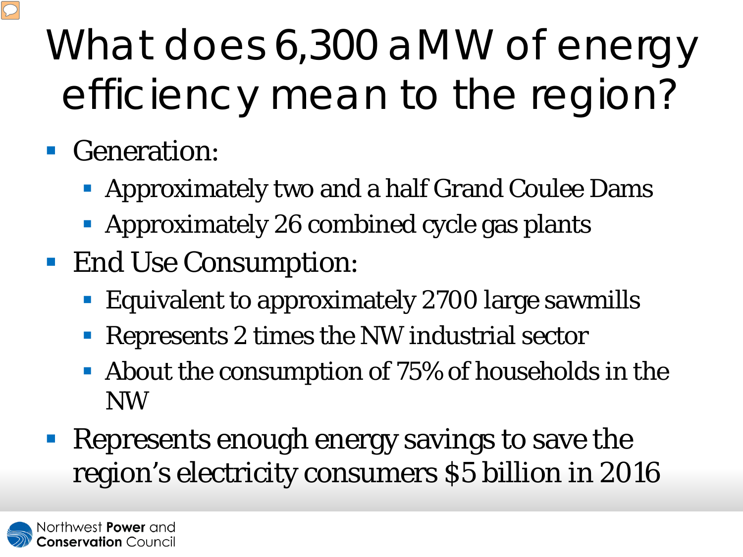# What does 6,300 aMW of energy efficiency mean to the region?

- Generation:
  - Approximately two and a half Grand Coulee Dams
  - Approximately 26 combined cycle gas plants
- End Use Consumption:
  - Equivalent to approximately 2700 large sawmills
  - Represents 2 times the NW industrial sector
  - About the consumption of 75% of households in the NW
- Represents enough energy savings to save the region's electricity consumers $5 billion in 2016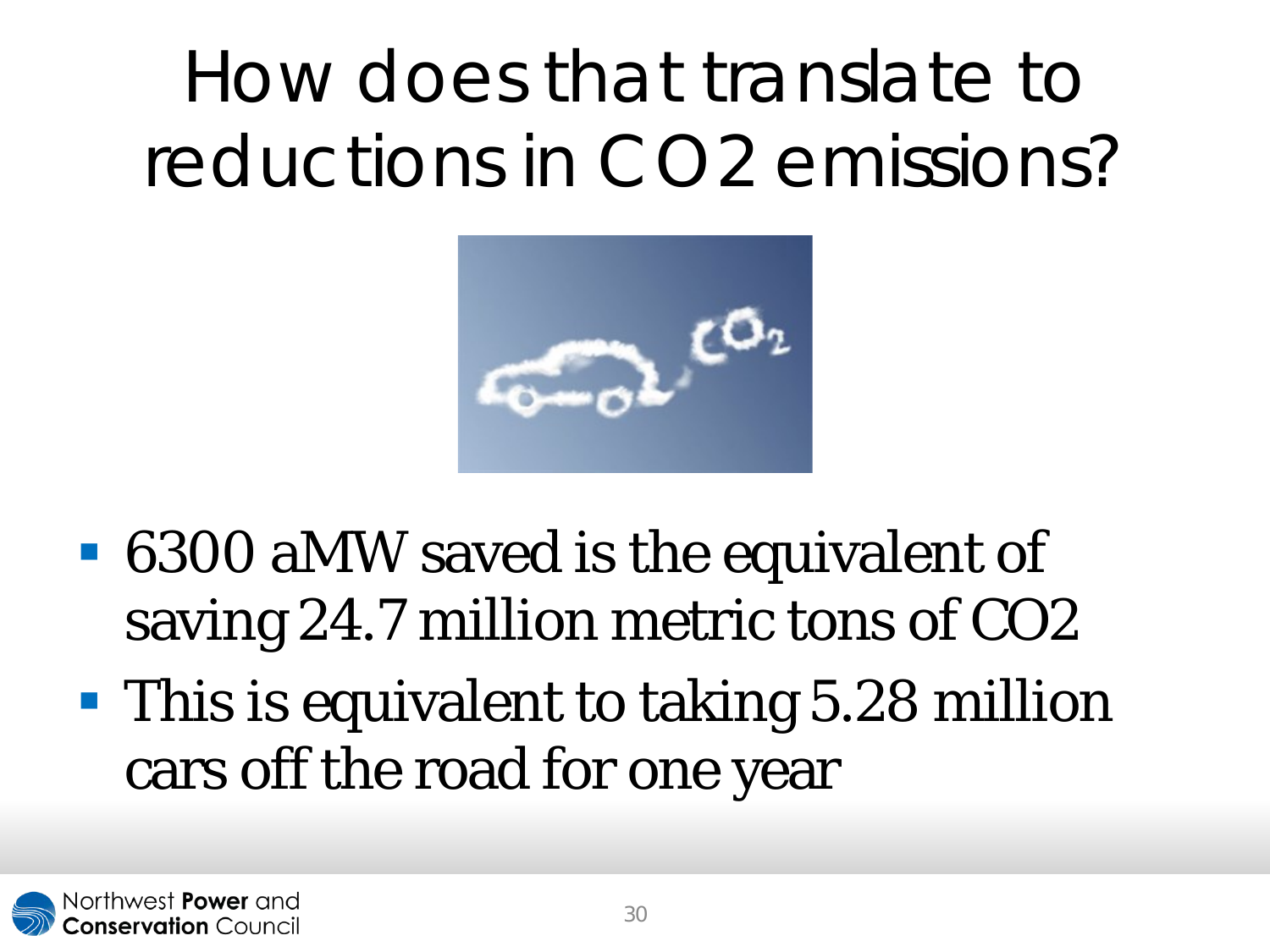# How does that translate to reductions in $CO_2$ emissions?

- 6300 aMW saved is the equivalent of saving 24.7 million metric tons of $CO_2$
- This is equivalent to taking 5.28 million cars off the road for one year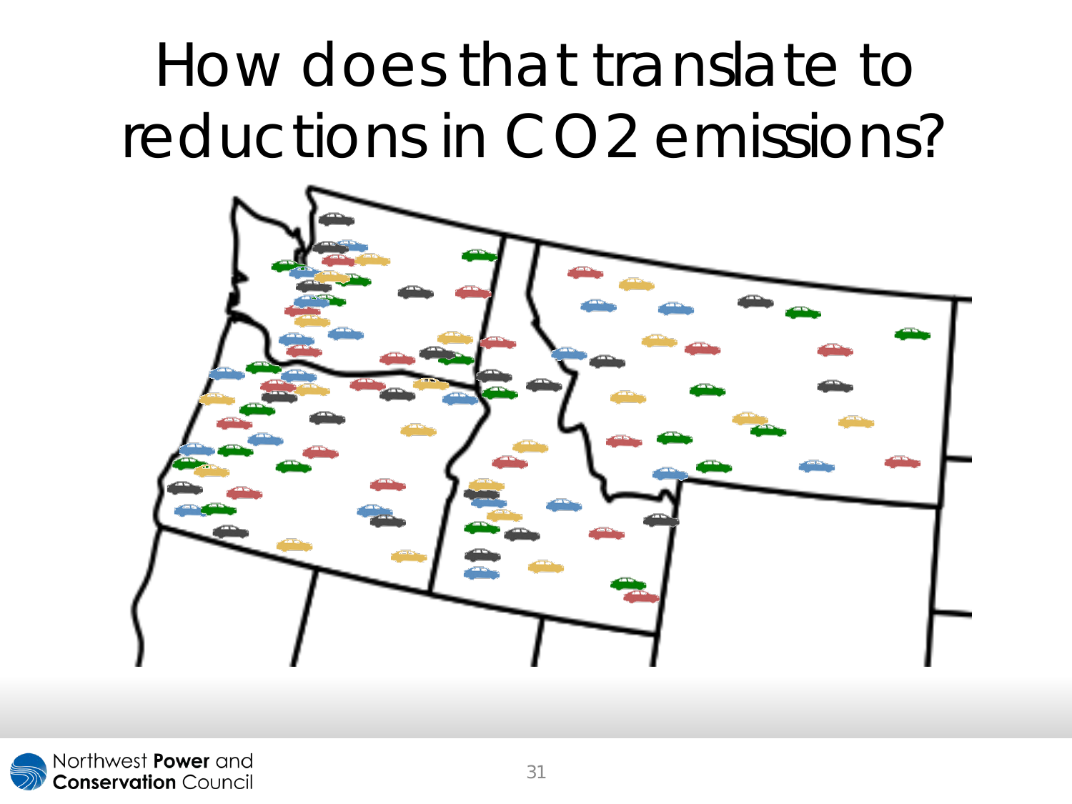# How does that translate to reductions in $CO_2$ emissions?